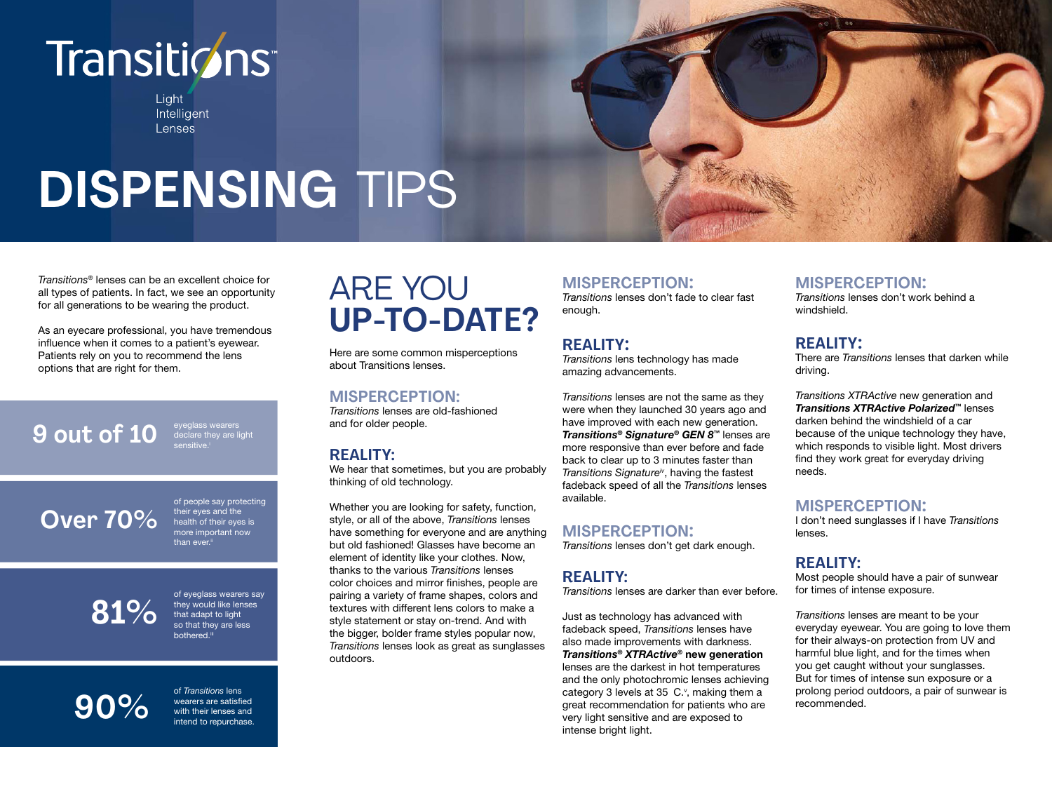# Transitions™

Light Intelligent Lenses

# DISPENSING TIPS

*Transitions*® lenses can be an excellent choice for all types of patients. In fact, we see an opportunity for all generations to be wearing the product.

As an eyecare professional, you have tremendous influence when it comes to a patient's eyewear. Patients rely on you to recommend the lens options that are right for them.

**9 out of 10** eyeglass wearers declare they are light sensitive.[i]

**Over 70%** of people say protecting their eyes and the health of their eyes is more important now than ever.[ii]

**81%** of eyeglass wearers say they would like lenses that adapt to light so that they are less bothered.[iii]

**90%** of *Transitions* lens wearers are satisfied with their lenses and intend to repurchase.

## ARE YOU UP-TO-DATE?

Here are some common misperceptions about Transitions lenses.

### MISPERCEPTION:
*Transitions* lenses are old-fashioned and for older people.

### REALITY:
We hear that sometimes, but you are probably thinking of old technology.

Whether you are looking for safety, function, style, or all of the above, *Transitions* lenses have something for everyone and are anything but old fashioned! Glasses have become an element of identity like your clothes. Now, thanks to the various *Transitions* lenses color choices and mirror finishes, people are pairing a variety of frame shapes, colors and textures with different lens colors to make a style statement or stay on-trend. And with the bigger, bolder frame styles popular now, *Transitions* lenses look as great as sunglasses outdoors.

### MISPERCEPTION:
*Transitions* lenses don't fade to clear fast enough.

### REALITY:
*Transitions* lens technology has made amazing advancements.

*Transitions* lenses are not the same as they were when they launched 30 years ago and have improved with each new generation. ***Transitions® Signature® GEN 8™*** lenses are more responsive than ever before and fade back to clear up to 3 minutes faster than *Transitions Signature*[iv], having the fastest fadeback speed of all the *Transitions* lenses available.

### MISPERCEPTION:
*Transitions* lenses don't get dark enough.

### REALITY:
*Transitions* lenses are darker than ever before.

Just as technology has advanced with fadeback speed, *Transitions* lenses have also made improvements with darkness. ***Transitions® XTRActive®* new generation** lenses are the darkest in hot temperatures and the only photochromic lenses achieving category 3 levels at 35 C.[v], making them a great recommendation for patients who are very light sensitive and are exposed to intense bright light.

### MISPERCEPTION:
*Transitions* lenses don't work behind a windshield.

### REALITY:
There are *Transitions* lenses that darken while driving.

*Transitions XTRActive* new generation and ***Transitions XTRActive Polarized™*** lenses darken behind the windshield of a car because of the unique technology they have, which responds to visible light. Most drivers find they work great for everyday driving needs.

### MISPERCEPTION:
I don't need sunglasses if I have *Transitions* lenses.

### REALITY:
Most people should have a pair of sunwear for times of intense exposure.

*Transitions* lenses are meant to be your everyday eyewear. You are going to love them for their always-on protection from UV and harmful blue light, and for the times when you get caught without your sunglasses. But for times of intense sun exposure or a prolong period outdoors, a pair of sunwear is recommended.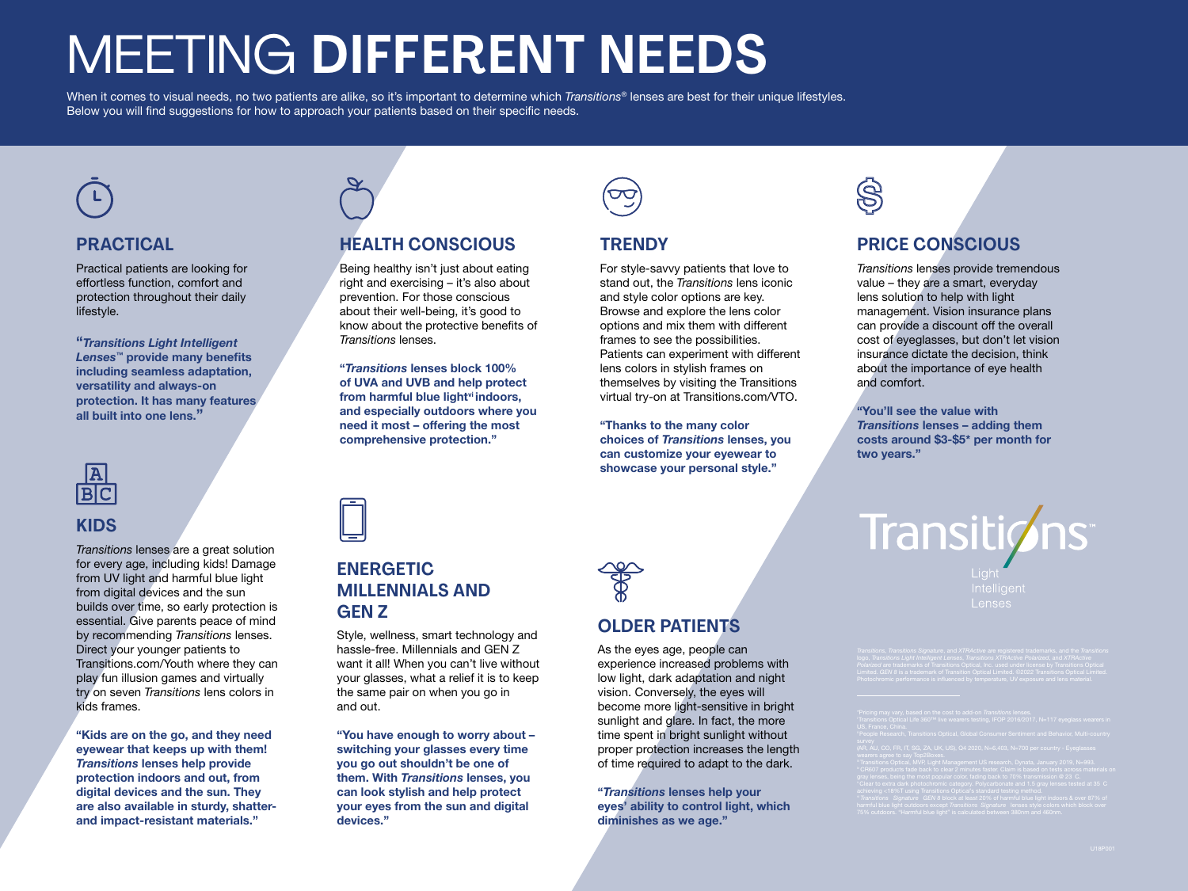# MEETING **DIFFERENT NEEDS**

When it comes to visual needs, no two patients are alike, so it's important to determine which *Transitions*® lenses are best for their unique lifestyles. Below you will find suggestions for how to approach your patients based on their specific needs.

## PRACTICAL

Practical patients are looking for effortless function, comfort and protection throughout their daily lifestyle.

**"*Transitions Light Intelligent Lenses*™ provide many benefits including seamless adaptation, versatility and always-on protection. It has many features all built into one lens."**

## KIDS

*Transitions* lenses are a great solution for every age, including kids! Damage from UV light and harmful blue light from digital devices and the sun builds over time, so early protection is essential. Give parents peace of mind by recommending *Transitions* lenses. Direct your younger patients to Transitions.com/Youth where they can play fun illusion games and virtually try on seven *Transitions* lens colors in kids frames.

**"Kids are on the go, and they need eyewear that keeps up with them! *Transitions* lenses help provide protection indoors and out, from digital devices and the sun. They are also available in sturdy, shatter- and impact-resistant materials."**

## HEALTH CONSCIOUS

Being healthy isn't just about eating right and exercising – it's also about prevention. For those conscious about their well-being, it's good to know about the protective benefits of *Transitions* lenses.

**"*Transitions* lenses block 100% of UVA and UVB and help protect from harmful blue light[vi] indoors, and especially outdoors where you need it most – offering the most comprehensive protection."**

## ENERGETIC MILLENNIALS AND GEN Z

Style, wellness, smart technology and hassle-free. Millennials and GEN Z want it all! When you can't live without your glasses, what a relief it is to keep the same pair on when you go in and out.

**"You have enough to worry about – switching your glasses every time you go out shouldn't be one of them. With *Transitions* lenses, you can look stylish and help protect your eyes from the sun and digital devices."**

## TRENDY

For style-savvy patients that love to stand out, the *Transitions* lens iconic and style color options are key. Browse and explore the lens color options and mix them with different frames to see the possibilities. Patients can experiment with different lens colors in stylish frames on themselves by visiting the Transitions virtual try-on at Transitions.com/VTO.

**"Thanks to the many color choices of *Transitions* lenses, you can customize your eyewear to showcase your personal style."**

## OLDER PATIENTS

As the eyes age, people can experience increased problems with low light, dark adaptation and night vision. Conversely, the eyes will become more light-sensitive in bright sunlight and glare. In fact, the more time spent in bright sunlight without proper protection increases the length of time required to adapt to the dark.

**"*Transitions* lenses help your eyes' ability to control light, which diminishes as we age."**

## PRICE CONSCIOUS

*Transitions* lenses provide tremendous value – they are a smart, everyday lens solution to help with light management. Vision insurance plans can provide a discount off the overall cost of eyeglasses, but don't let vision insurance dictate the decision, think about the importance of eye health and comfort.

**"You'll see the value with *Transitions* lenses – adding them costs around $3-$5* per month for two years."**

Transitions™
Light Intelligent Lenses

*Transitions*, *Transitions Signature*, and *XTRActive* are registered trademarks, and the *Transitions* logo, *Transitions Light Intelligent Lenses*, *Transitions XTRActive Polarized*, and *XTRActive Polarized* are trademarks of Transitions Optical, Inc. used under license by Transitions Optical Limited. GEN 8 is a trademark of Transitions Optical Limited. ©2022 Transitions Optical Limited. Photochromic performance is influenced by temperature, UV exposure and lens material.

*Pricing may vary, based on the cost to add-on *Transitions* lenses.
[i] Transitions Optical Life 360SM live wearers testing, IFOP 2016/2017, N=117 eyeglass wearers in US, France, China.
[ii] People Research, Transitions Optical, Global Consumer Sentiment and Behavior, Multi-country survey (AR, AU, CO, FR, IT, SG, ZA, UK, US), Q4 2020, N=6,403, N=700 per country - Eyeglasses wearers agree to say Top2Boxes.
[iii] Transitions Optical, MVP, Light Management US research, Dynata, January 2019, N=993.
[iv] CR607 products fade back to clear 2 minutes faster. Claim is based on tests across materials on gray lenses, being the most popular color, fading back to 70% transmission @ 23 C.
[v] Clear to extra dark photochromic category. Polycarbonate and 1.5 gray lenses tested at 35 C achieving <18%T using Transitions Optical's standard testing method.
[vi] *Transitions Signature GEN 8* block at least 20% of harmful blue light indoors & over 87% of harmful blue light outdoors except *Transitions Signature* lenses style colors which block over 75% outdoors. "Harmful blue light" is calculated between 380nm and 460nm.

U18P001